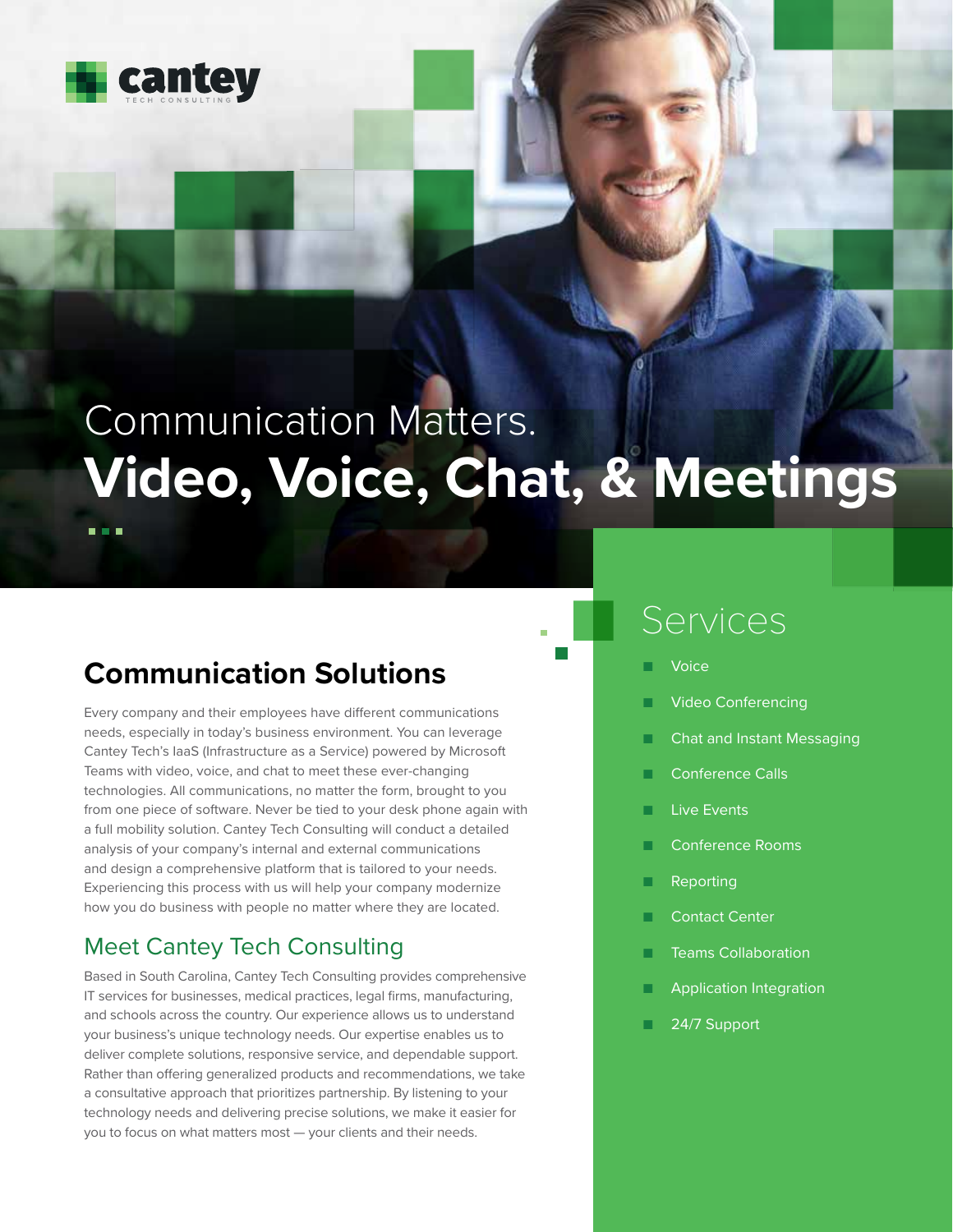cantey
TECH CONSULTING

# Communication Matters.
# Video, Voice, Chat, & Meetings

## Communication Solutions

Every company and their employees have different communications needs, especially in today's business environment. You can leverage Cantey Tech's IaaS (Infrastructure as a Service) powered by Microsoft Teams with video, voice, and chat to meet these ever-changing technologies. All communications, no matter the form, brought to you from one piece of software. Never be tied to your desk phone again with a full mobility solution. Cantey Tech Consulting will conduct a detailed analysis of your company's internal and external communications and design a comprehensive platform that is tailored to your needs. Experiencing this process with us will help your company modernize how you do business with people no matter where they are located.

### Meet Cantey Tech Consulting

Based in South Carolina, Cantey Tech Consulting provides comprehensive IT services for businesses, medical practices, legal firms, manufacturing, and schools across the country. Our experience allows us to understand your business's unique technology needs. Our expertise enables us to deliver complete solutions, responsive service, and dependable support. Rather than offering generalized products and recommendations, we take a consultative approach that prioritizes partnership. By listening to your technology needs and delivering precise solutions, we make it easier for you to focus on what matters most — your clients and their needs.

## Services

- Voice
- Video Conferencing
- Chat and Instant Messaging
- Conference Calls
- Live Events
- Conference Rooms
- Reporting
- Contact Center
- Teams Collaboration
- Application Integration
- 24/7 Support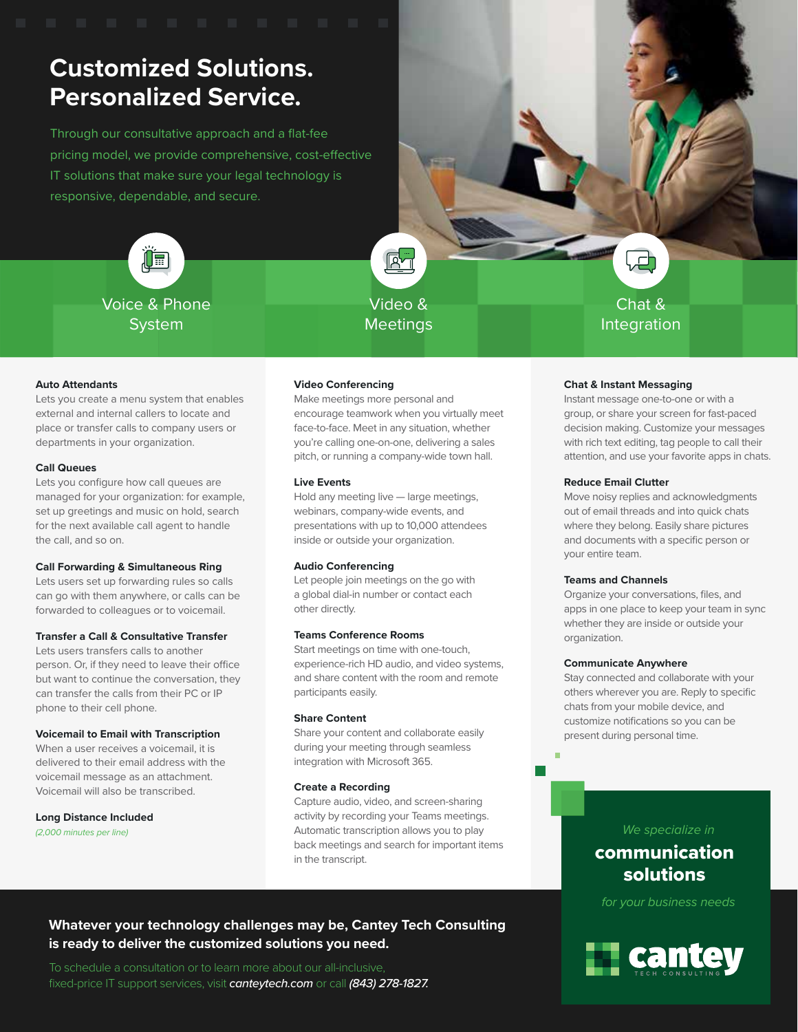# Customized Solutions. Personalized Service.

Through our consultative approach and a flat-fee pricing model, we provide comprehensive, cost-effective IT solutions that make sure your legal technology is responsive, dependable, and secure.

## Voice & Phone System

**Auto Attendants**
Lets you create a menu system that enables external and internal callers to locate and place or transfer calls to company users or departments in your organization.

**Call Queues**
Lets you configure how call queues are managed for your organization: for example, set up greetings and music on hold, search for the next available call agent to handle the call, and so on.

**Call Forwarding & Simultaneous Ring**
Lets users set up forwarding rules so calls can go with them anywhere, or calls can be forwarded to colleagues or to voicemail.

**Transfer a Call & Consultative Transfer**
Lets users transfers calls to another person. Or, if they need to leave their office but want to continue the conversation, they can transfer the calls from their PC or IP phone to their cell phone.

**Voicemail to Email with Transcription**
When a user receives a voicemail, it is delivered to their email address with the voicemail message as an attachment. Voicemail will also be transcribed.

**Long Distance Included**
*(2,000 minutes per line)*

## Video & Meetings

**Video Conferencing**
Make meetings more personal and encourage teamwork when you virtually meet face-to-face. Meet in any situation, whether you're calling one-on-one, delivering a sales pitch, or running a company-wide town hall.

**Live Events**
Hold any meeting live — large meetings, webinars, company-wide events, and presentations with up to 10,000 attendees inside or outside your organization.

**Audio Conferencing**
Let people join meetings on the go with a global dial-in number or contact each other directly.

**Teams Conference Rooms**
Start meetings on time with one-touch, experience-rich HD audio, and video systems, and share content with the room and remote participants easily.

**Share Content**
Share your content and collaborate easily during your meeting through seamless integration with Microsoft 365.

**Create a Recording**
Capture audio, video, and screen-sharing activity by recording your Teams meetings. Automatic transcription allows you to play back meetings and search for important items in the transcript.

## Chat & Integration

**Chat & Instant Messaging**
Instant message one-to-one or with a group, or share your screen for fast-paced decision making. Customize your messages with rich text editing, tag people to call their attention, and use your favorite apps in chats.

**Reduce Email Clutter**
Move noisy replies and acknowledgments out of email threads and into quick chats where they belong. Easily share pictures and documents with a specific person or your entire team.

**Teams and Channels**
Organize your conversations, files, and apps in one place to keep your team in sync whether they are inside or outside your organization.

**Communicate Anywhere**
Stay connected and collaborate with your others wherever you are. Reply to specific chats from your mobile device, and customize notifications so you can be present during personal time.

*We specialize in*
**communication solutions**
*for your business needs*

**Whatever your technology challenges may be, Cantey Tech Consulting is ready to deliver the customized solutions you need.**

To schedule a consultation or to learn more about our all-inclusive, fixed-price IT support services, visit *canteytech.com* or call *(843) 278-1827.*

cantey TECH CONSULTING